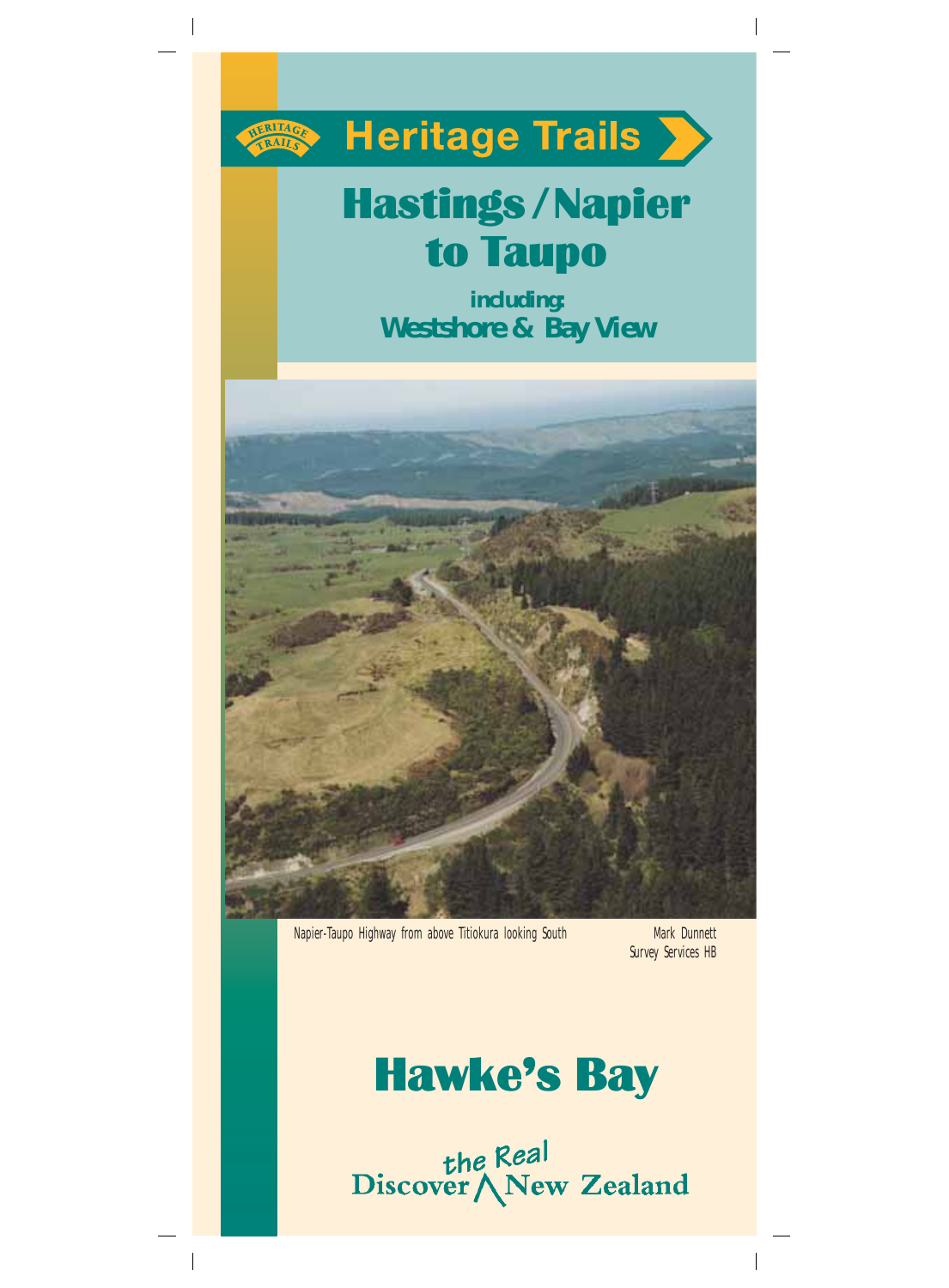HERITAGE TRAILS

# Heritage Trails

# Hastings / Napier to Taupo

**including:**

**Westshore & Bay View**

Napier-Taupo Highway from above Titiokura looking South

Mark Dunnett
Survey Services HB

# Hawke's Bay

Discover the Real New Zealand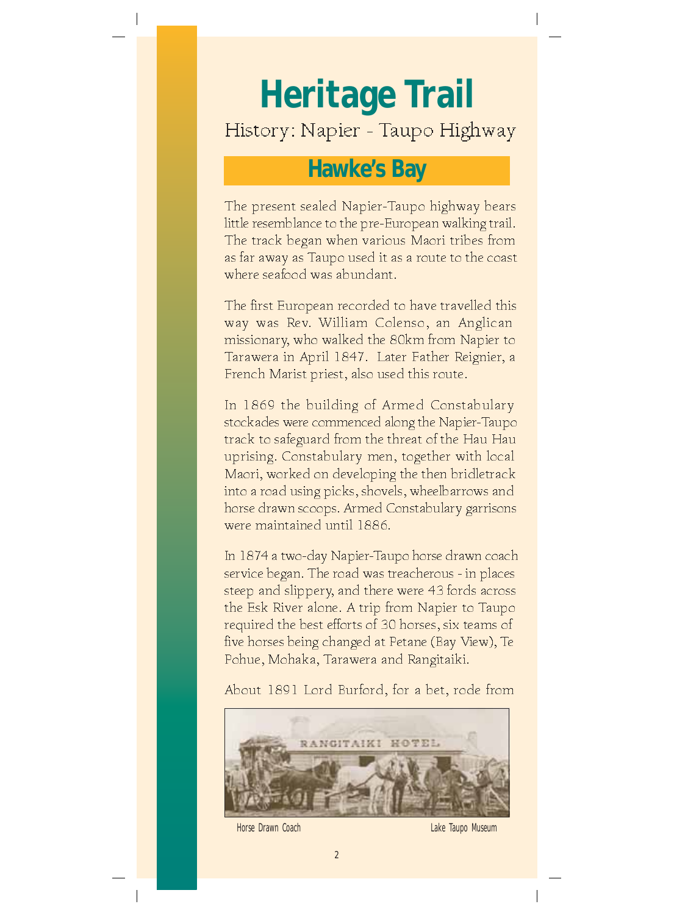# Heritage Trail

History: Napier - Taupo Highway

## Hawke's Bay

The present sealed Napier-Taupo highway bears little resemblance to the pre-European walking trail. The track began when various Maori tribes from as far away as Taupo used it as a route to the coast where seafood was abundant.

The first European recorded to have travelled this way was Rev. William Colenso, an Anglican missionary, who walked the 80km from Napier to Tarawera in April 1847. Later Father Reignier, a French Marist priest, also used this route.

In 1869 the building of Armed Constabulary stockades were commenced along the Napier-Taupo track to safeguard from the threat of the Hau Hau uprising. Constabulary men, together with local Maori, worked on developing the then bridletrack into a road using picks, shovels, wheelbarrows and horse drawn scoops. Armed Constabulary garrisons were maintained until 1886.

In 1874 a two-day Napier-Taupo horse drawn coach service began. The road was treacherous - in places steep and slippery, and there were 43 fords across the Esk River alone. A trip from Napier to Taupo required the best efforts of 30 horses, six teams of five horses being changed at Petane (Bay View), Te Pohue, Mohaka, Tarawera and Rangitaiki.

About 1891 Lord Burford, for a bet, rode from

Horse Drawn Coach    Lake Taupo Museum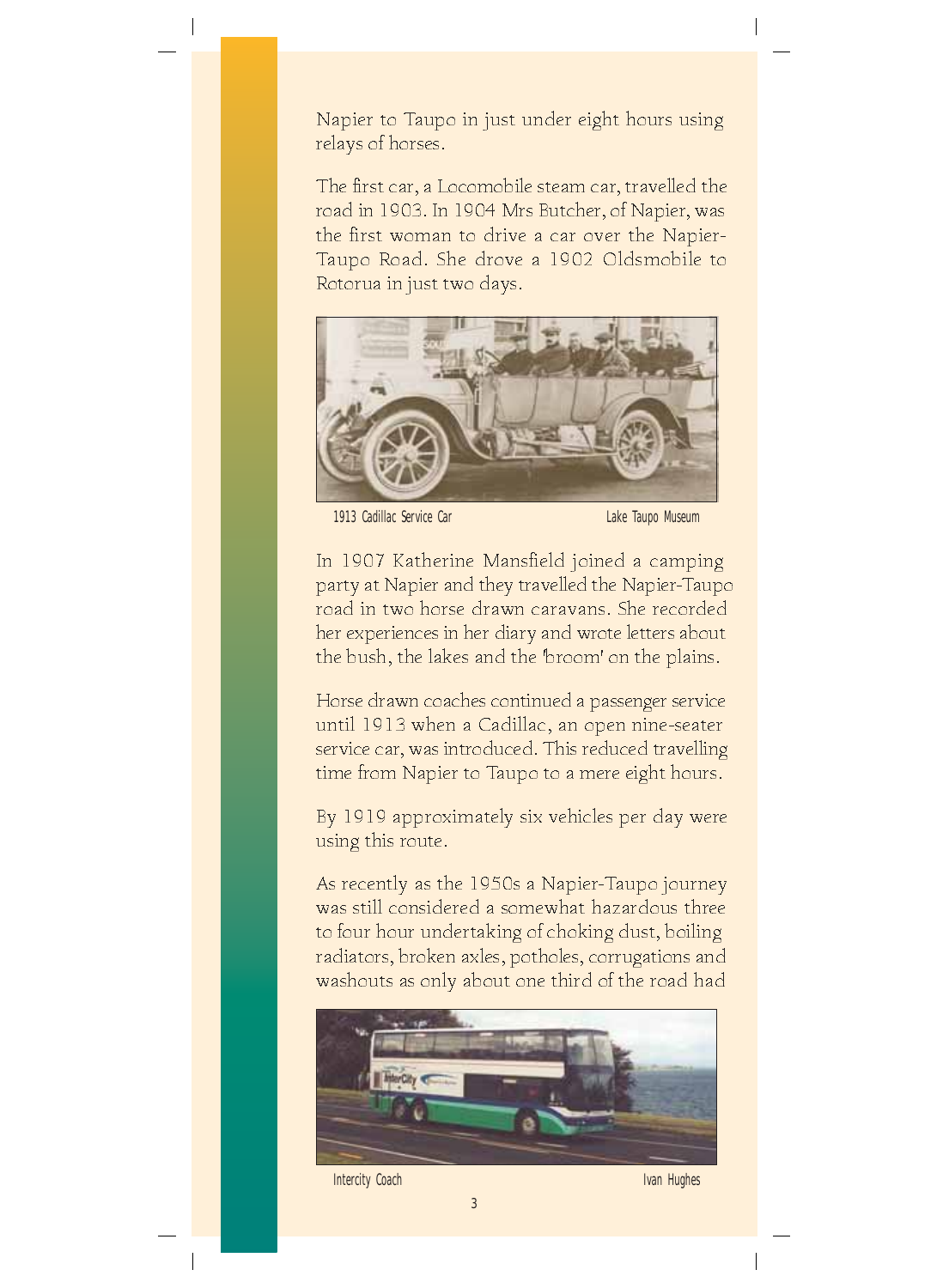Napier to Taupo in just under eight hours using relays of horses.

The first car, a Locomobile steam car, travelled the road in 1903. In 1904 Mrs Butcher, of Napier, was the first woman to drive a car over the Napier-Taupo Road. She drove a 1902 Oldsmobile to Rotorua in just two days.

1913 Cadillac Service Car — Lake Taupo Museum

In 1907 Katherine Mansfield joined a camping party at Napier and they travelled the Napier-Taupo road in two horse drawn caravans. She recorded her experiences in her diary and wrote letters about the bush, the lakes and the 'broom' on the plains.

Horse drawn coaches continued a passenger service until 1913 when a Cadillac, an open nine-seater service car, was introduced. This reduced travelling time from Napier to Taupo to a mere eight hours.

By 1919 approximately six vehicles per day were using this route.

As recently as the 1950s a Napier-Taupo journey was still considered a somewhat hazardous three to four hour undertaking of choking dust, boiling radiators, broken axles, potholes, corrugations and washouts as only about one third of the road had

Intercity Coach — Ivan Hughes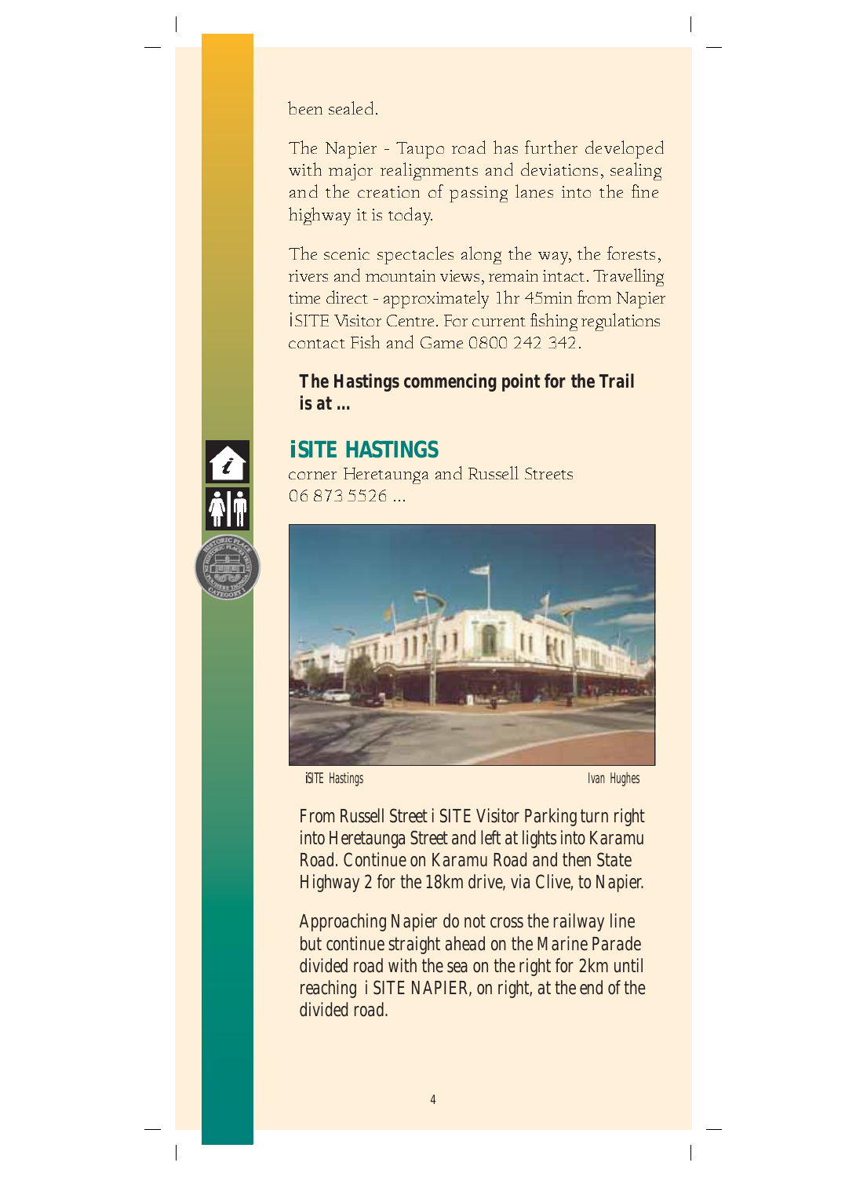been sealed.

The Napier - Taupo road has further developed with major realignments and deviations, sealing and the creation of passing lanes into the fine highway it is today.

The scenic spectacles along the way, the forests, rivers and mountain views, remain intact. Travelling time direct - approximately 1hr 45min from Napier iSITE Visitor Centre. For current fishing regulations contact Fish and Game 0800 242 342.

**The Hastings commencing point for the Trail is at ...**

## iSITE HASTINGS

corner Heretaunga and Russell Streets
06 873 5526 ...

iSITE Hastings — Ivan Hughes

From Russell Street i SITE Visitor Parking turn right into Heretaunga Street and left at lights into Karamu Road. Continue on Karamu Road and then State Highway 2 for the 18km drive, via Clive, to Napier.

Approaching Napier do not cross the railway line but continue straight ahead on the Marine Parade divided road with the sea on the right for 2km until reaching i SITE NAPIER, on right, at the end of the divided road.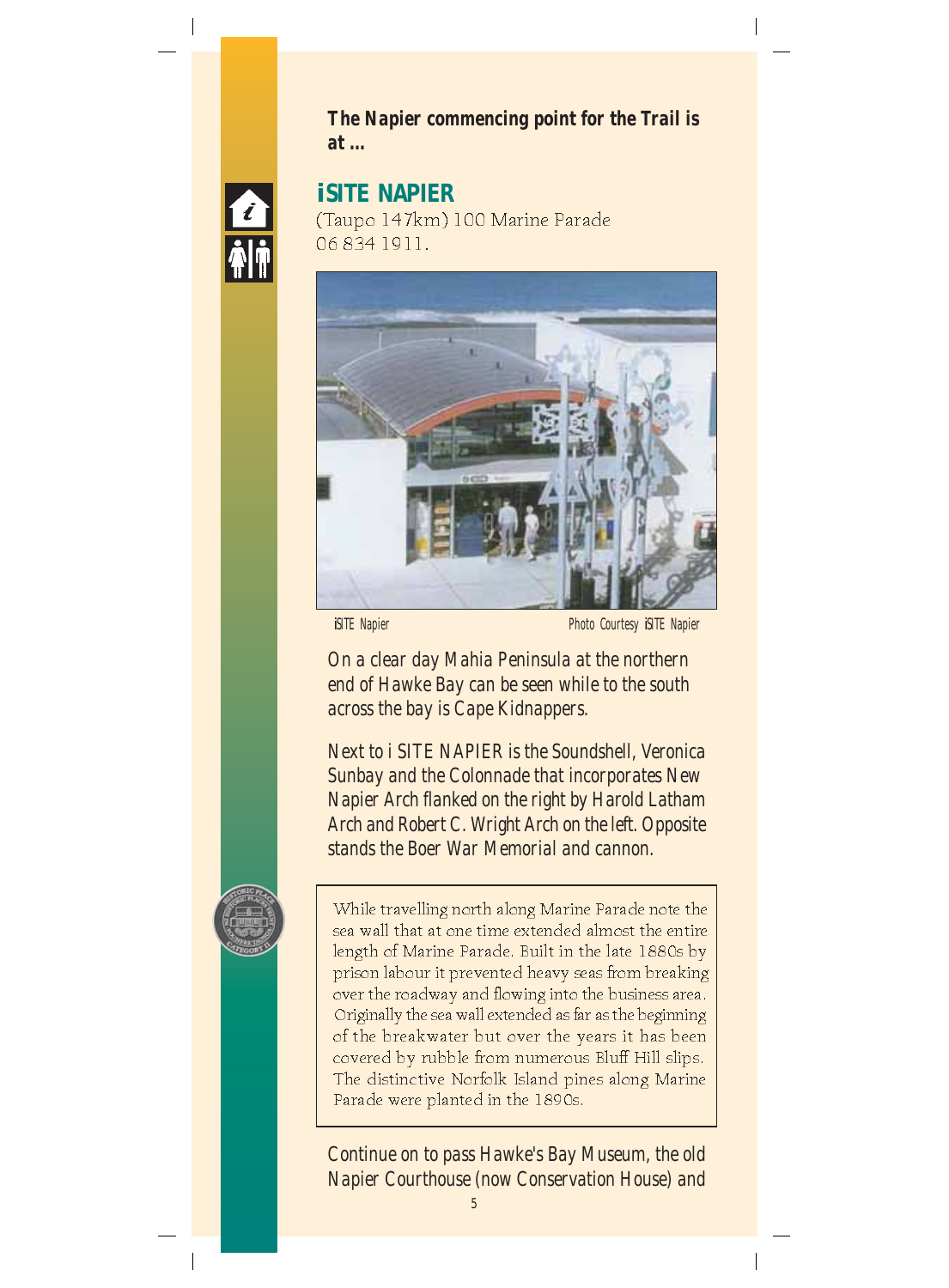**The Napier commencing point for the Trail is at ...**

## iSITE NAPIER

(Taupo 147km) 100 Marine Parade
06 834 1911.

iSITE Napier — Photo Courtesy iSITE Napier

On a clear day Mahia Peninsula at the northern end of Hawke Bay can be seen while to the south across the bay is Cape Kidnappers.

Next to i SITE NAPIER is the Soundshell, Veronica Sunbay and the Colonnade that incorporates New Napier Arch flanked on the right by Harold Latham Arch and Robert C. Wright Arch on the left. Opposite stands the Boer War Memorial and cannon.

> While travelling north along Marine Parade note the sea wall that at one time extended almost the entire length of Marine Parade. Built in the late 1880s by prison labour it prevented heavy seas from breaking over the roadway and flowing into the business area. Originally the sea wall extended as far as the beginning of the breakwater but over the years it has been covered by rubble from numerous Bluff Hill slips. The distinctive Norfolk Island pines along Marine Parade were planted in the 1890s.

Continue on to pass Hawke's Bay Museum, the old Napier Courthouse (now Conservation House) and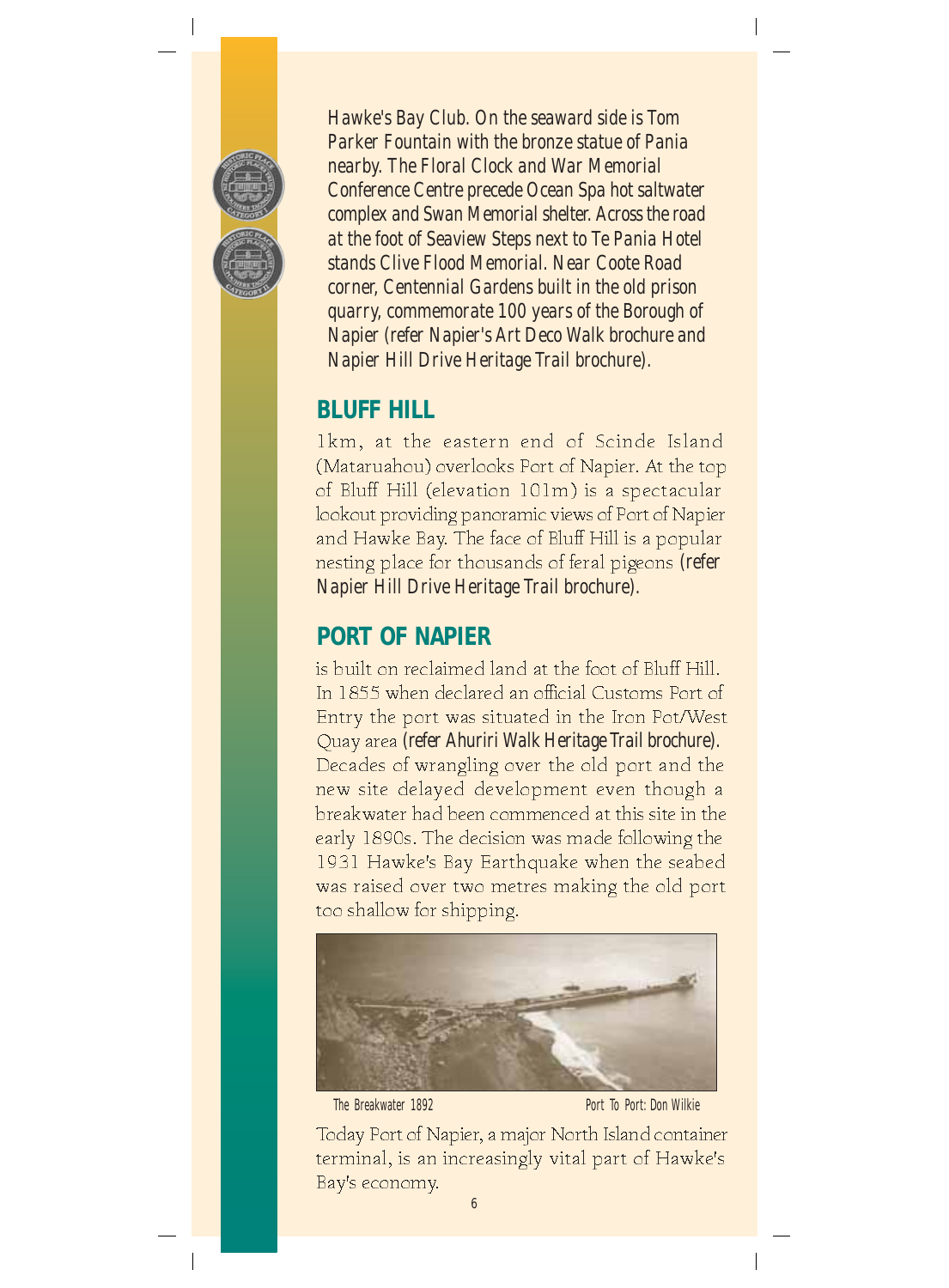Hawke's Bay Club. On the seaward side is Tom Parker Fountain with the bronze statue of Pania nearby. The Floral Clock and War Memorial Conference Centre precede Ocean Spa hot saltwater complex and Swan Memorial shelter. Across the road at the foot of Seaview Steps next to Te Pania Hotel stands Clive Flood Memorial. Near Coote Road corner, Centennial Gardens built in the old prison quarry, commemorate 100 years of the Borough of Napier (refer Napier's Art Deco Walk brochure and Napier Hill Drive Heritage Trail brochure).

## BLUFF HILL

1km, at the eastern end of Scinde Island (Mataruahou) overlooks Port of Napier. At the top of Bluff Hill (elevation 101m) is a spectacular lookout providing panoramic views of Port of Napier and Hawke Bay. The face of Bluff Hill is a popular nesting place for thousands of feral pigeons (refer Napier Hill Drive Heritage Trail brochure).

## PORT OF NAPIER

is built on reclaimed land at the foot of Bluff Hill. In 1855 when declared an official Customs Port of Entry the port was situated in the Iron Pot/West Quay area (refer Ahuriri Walk Heritage Trail brochure). Decades of wrangling over the old port and the new site delayed development even though a breakwater had been commenced at this site in the early 1890s. The decision was made following the 1931 Hawke's Bay Earthquake when the seabed was raised over two metres making the old port too shallow for shipping.

The Breakwater 1892 — Port To Port: Don Wilkie

Today Port of Napier, a major North Island container terminal, is an increasingly vital part of Hawke's Bay's economy.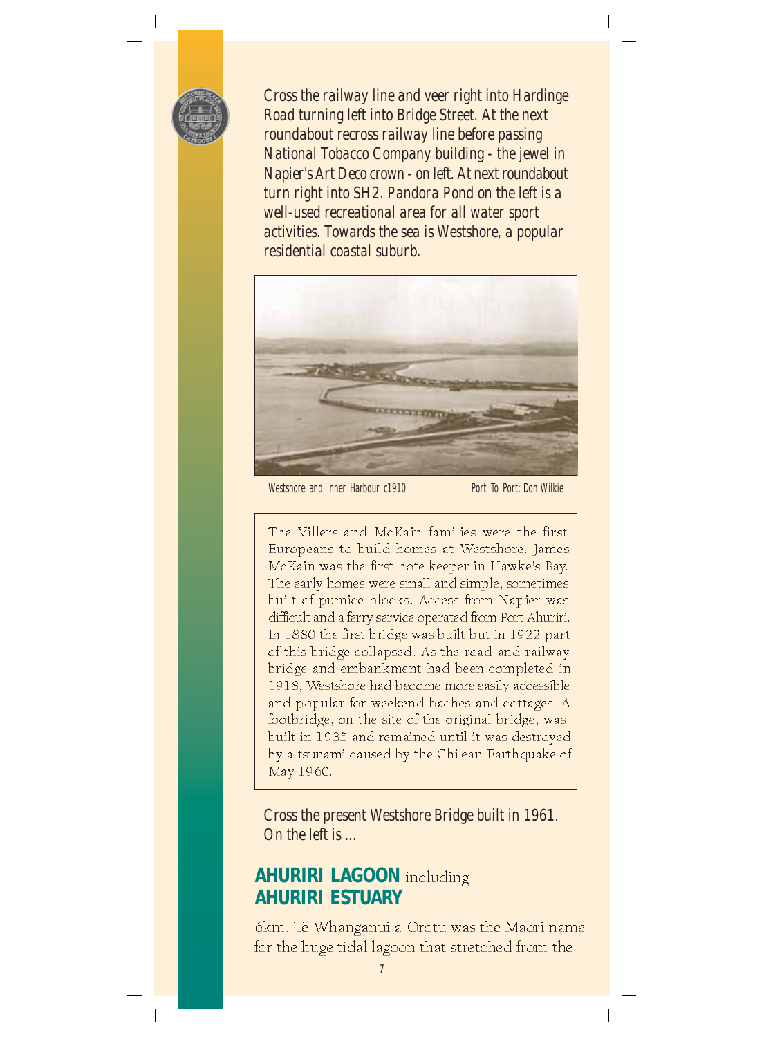*Cross the railway line and veer right into Hardinge Road turning left into Bridge Street. At the next roundabout recross railway line before passing National Tobacco Company building - the jewel in Napier's Art Deco crown - on left. At next roundabout turn right into SH2. Pandora Pond on the left is a well-used recreational area for all water sport activities. Towards the sea is Westshore, a popular residential coastal suburb.*

Westshore and Inner Harbour c1910 — Port To Port: Don Wilkie

The Villers and McKain families were the first Europeans to build homes at Westshore. James McKain was the first hotelkeeper in Hawke's Bay. The early homes were small and simple, sometimes built of pumice blocks. Access from Napier was difficult and a ferry service operated from Port Ahuriri. In 1880 the first bridge was built but in 1922 part of this bridge collapsed. As the road and railway bridge and embankment had been completed in 1918, Westshore had become more easily accessible and popular for weekend baches and cottages. A footbridge, on the site of the original bridge, was built in 1935 and remained until it was destroyed by a tsunami caused by the Chilean Earthquake of May 1960.

*Cross the present Westshore Bridge built in 1961. On the left is ...*

## AHURIRI LAGOON including AHURIRI ESTUARY

6km. Te Whanganui a Orotu was the Maori name for the huge tidal lagoon that stretched from the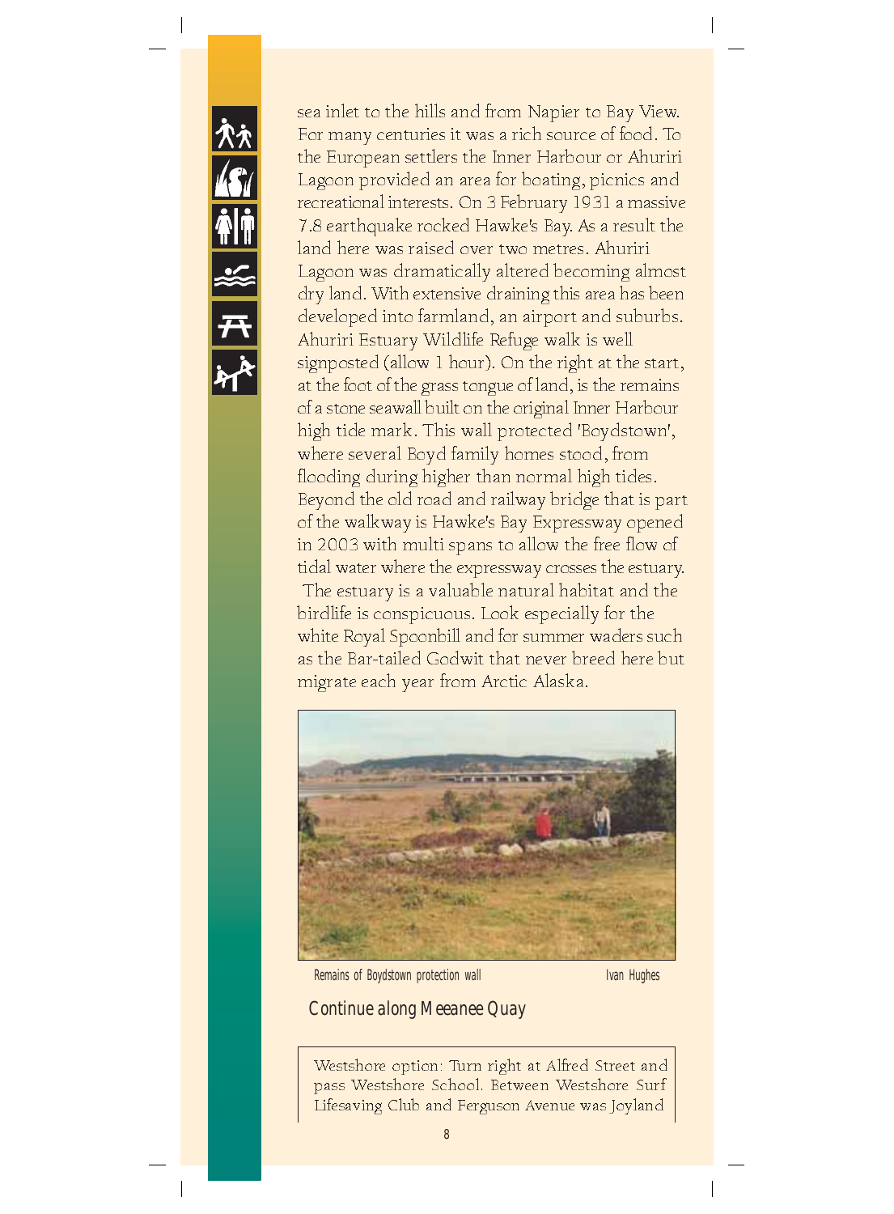sea inlet to the hills and from Napier to Bay View. For many centuries it was a rich source of food. To the European settlers the Inner Harbour or Ahuriri Lagoon provided an area for boating, picnics and recreational interests. On 3 February 1931 a massive 7.8 earthquake rocked Hawke's Bay. As a result the land here was raised over two metres. Ahuriri Lagoon was dramatically altered becoming almost dry land. With extensive draining this area has been developed into farmland, an airport and suburbs. Ahuriri Estuary Wildlife Refuge walk is well signposted (allow 1 hour). On the right at the start, at the foot of the grass tongue of land, is the remains of a stone seawall built on the original Inner Harbour high tide mark. This wall protected 'Boydstown', where several Boyd family homes stood, from flooding during higher than normal high tides. Beyond the old road and railway bridge that is part of the walkway is Hawke's Bay Expressway opened in 2003 with multi spans to allow the free flow of tidal water where the expressway crosses the estuary. The estuary is a valuable natural habitat and the birdlife is conspicuous. Look especially for the white Royal Spoonbill and for summer waders such as the Bar-tailed Godwit that never breed here but migrate each year from Arctic Alaska.

Remains of Boydstown protection wall — Ivan Hughes

*Continue along Meeanee Quay*

> Westshore option: Turn right at Alfred Street and pass Westshore School. Between Westshore Surf Lifesaving Club and Ferguson Avenue was Joyland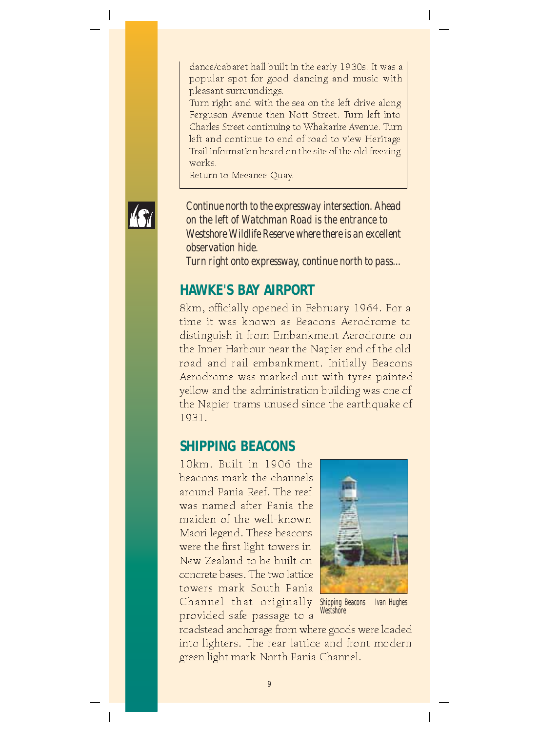dance/cabaret hall built in the early 1930s. It was a popular spot for good dancing and music with pleasant surroundings.

Turn right and with the sea on the left drive along Ferguson Avenue then Nott Street. Turn left into Charles Street continuing to Whakarire Avenue. Turn left and continue to end of road to view Heritage Trail information board on the site of the old freezing works.

Return to Meeanee Quay.

*Continue north to the expressway intersection. Ahead on the left of Watchman Road is the entrance to Westshore Wildlife Reserve where there is an excellent observation hide.*

*Turn right onto expressway, continue north to pass...*

## HAWKE'S BAY AIRPORT

8km, officially opened in February 1964. For a time it was known as Beacons Aerodrome to distinguish it from Embankment Aerodrome on the Inner Harbour near the Napier end of the old road and rail embankment. Initially Beacons Aerodrome was marked out with tyres painted yellow and the administration building was one of the Napier trams unused since the earthquake of 1931.

## SHIPPING BEACONS

10km. Built in 1906 the beacons mark the channels around Pania Reef. The reef was named after Pania the maiden of the well-known Maori legend. These beacons were the first light towers in New Zealand to be built on concrete bases. The two lattice towers mark South Pania Channel that originally provided safe passage to a roadstead anchorage from where goods were loaded into lighters. The rear lattice and front modern green light mark North Pania Channel.

Shipping Beacons Westshore Ivan Hughes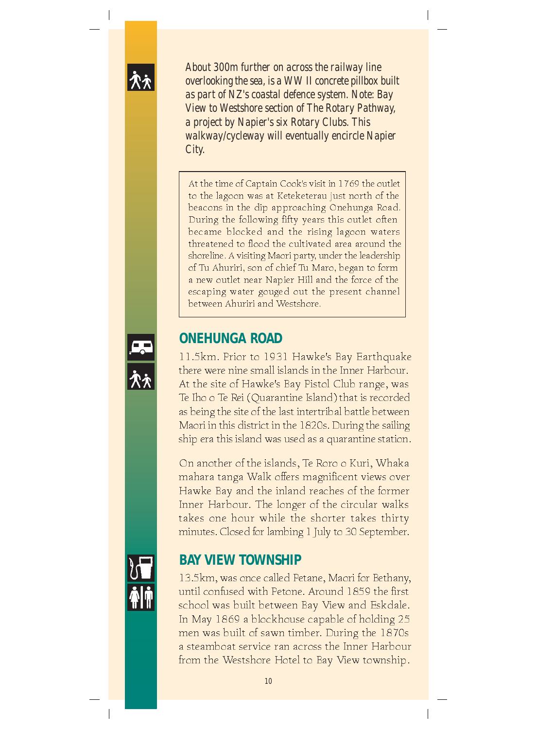*About 300m further on across the railway line overlooking the sea, is a WW II concrete pillbox built as part of NZ's coastal defence system. Note: Bay View to Westshore section of The Rotary Pathway, a project by Napier's six Rotary Clubs. This walkway/cycleway will eventually encircle Napier City.*

> At the time of Captain Cook's visit in 1769 the outlet to the lagoon was at Keteketerau just north of the beacons in the dip approaching Onehunga Road. During the following fifty years this outlet often became blocked and the rising lagoon waters threatened to flood the cultivated area around the shoreline. A visiting Maori party, under the leadership of Tu Ahuriri, son of chief Tu Maro, began to form a new outlet near Napier Hill and the force of the escaping water gouged out the present channel between Ahuriri and Westshore.

## ONEHUNGA ROAD

11.5km. Prior to 1931 Hawke's Bay Earthquake there were nine small islands in the Inner Harbour. At the site of Hawke's Bay Pistol Club range, was Te Iho o Te Rei (Quarantine Island) that is recorded as being the site of the last intertribal battle between Maori in this district in the 1820s. During the sailing ship era this island was used as a quarantine station.

On another of the islands, Te Roro o Kuri, Whaka mahara tanga Walk offers magnificent views over Hawke Bay and the inland reaches of the former Inner Harbour. The longer of the circular walks takes one hour while the shorter takes thirty minutes. Closed for lambing 1 July to 30 September.

## BAY VIEW TOWNSHIP

13.5km, was once called Petane, Maori for Bethany, until confused with Petone. Around 1859 the first school was built between Bay View and Eskdale. In May 1869 a blockhouse capable of holding 25 men was built of sawn timber. During the 1870s a steamboat service ran across the Inner Harbour from the Westshore Hotel to Bay View township.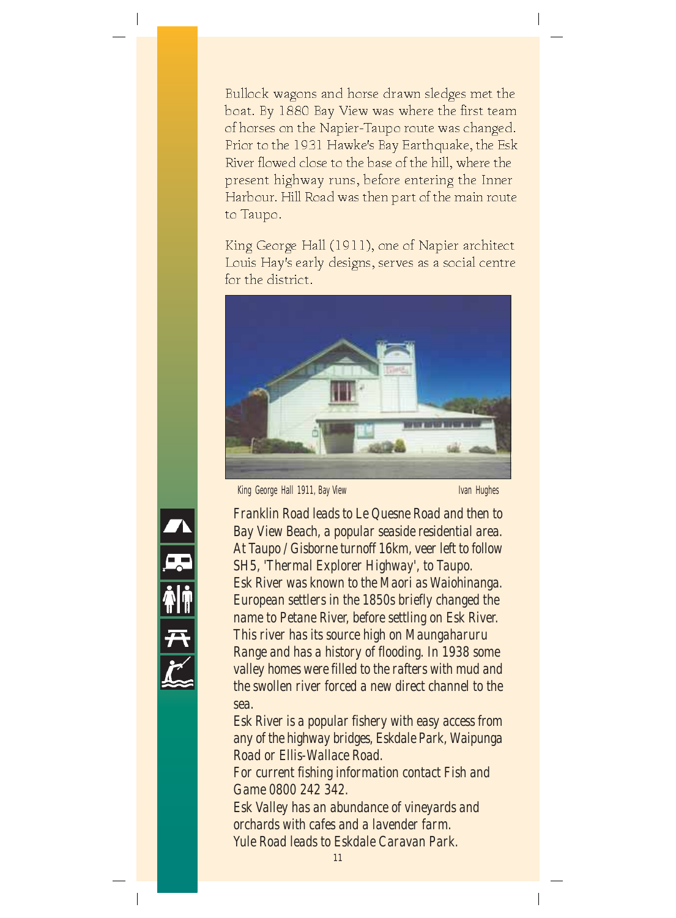Bullock wagons and horse drawn sledges met the boat. By 1880 Bay View was where the first team of horses on the Napier-Taupo route was changed. Prior to the 1931 Hawke's Bay Earthquake, the Esk River flowed close to the base of the hill, where the present highway runs, before entering the Inner Harbour. Hill Road was then part of the main route to Taupo.

King George Hall (1911), one of Napier architect Louis Hay's early designs, serves as a social centre for the district.

King George Hall 1911, Bay View — Ivan Hughes

Franklin Road leads to Le Quesne Road and then to Bay View Beach, a popular seaside residential area. At Taupo / Gisborne turnoff 16km, veer left to follow SH5, 'Thermal Explorer Highway', to Taupo.

Esk River was known to the Maori as Waiohinanga. European settlers in the 1850s briefly changed the name to Petane River, before settling on Esk River. This river has its source high on Maungaharuru Range and has a history of flooding. In 1938 some valley homes were filled to the rafters with mud and the swollen river forced a new direct channel to the sea.

Esk River is a popular fishery with easy access from any of the highway bridges, Eskdale Park, Waipunga Road or Ellis-Wallace Road.

For current fishing information contact Fish and Game 0800 242 342.

Esk Valley has an abundance of vineyards and orchards with cafes and a lavender farm.

Yule Road leads to Eskdale Caravan Park.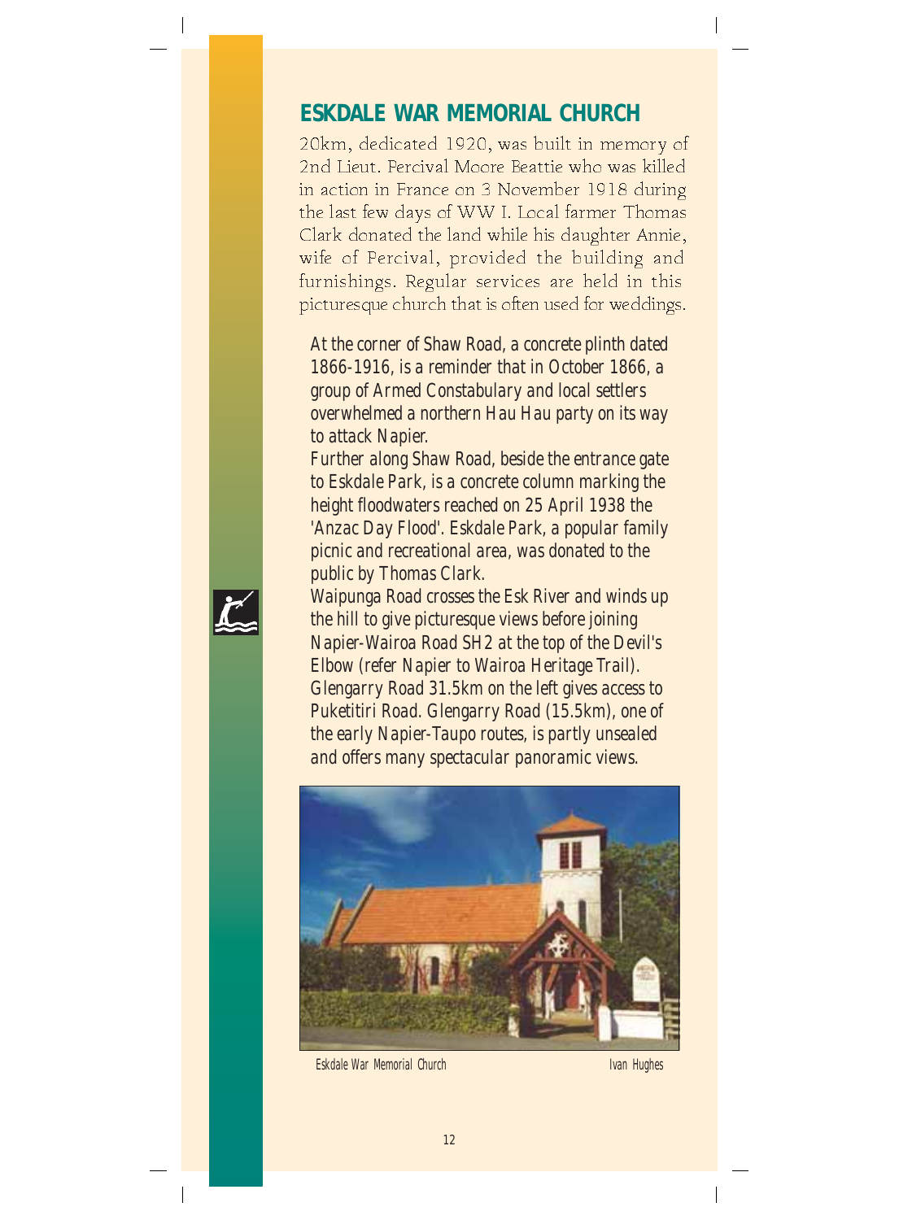## ESKDALE WAR MEMORIAL CHURCH

20km, dedicated 1920, was built in memory of 2nd Lieut. Percival Moore Beattie who was killed in action in France on 3 November 1918 during the last few days of WW I. Local farmer Thomas Clark donated the land while his daughter Annie, wife of Percival, provided the building and furnishings. Regular services are held in this picturesque church that is often used for weddings.

*At the corner of Shaw Road, a concrete plinth dated 1866-1916, is a reminder that in October 1866, a group of Armed Constabulary and local settlers overwhelmed a northern Hau Hau party on its way to attack Napier.*

*Further along Shaw Road, beside the entrance gate to Eskdale Park, is a concrete column marking the height floodwaters reached on 25 April 1938 the 'Anzac Day Flood'. Eskdale Park, a popular family picnic and recreational area, was donated to the public by Thomas Clark.*

*Waipunga Road crosses the Esk River and winds up the hill to give picturesque views before joining Napier-Wairoa Road SH2 at the top of the Devil's Elbow (refer Napier to Wairoa Heritage Trail).*

*Glengarry Road 31.5km on the left gives access to Puketitiri Road. Glengarry Road (15.5km), one of the early Napier-Taupo routes, is partly unsealed and offers many spectacular panoramic views.*

Eskdale War Memorial Church — Ivan Hughes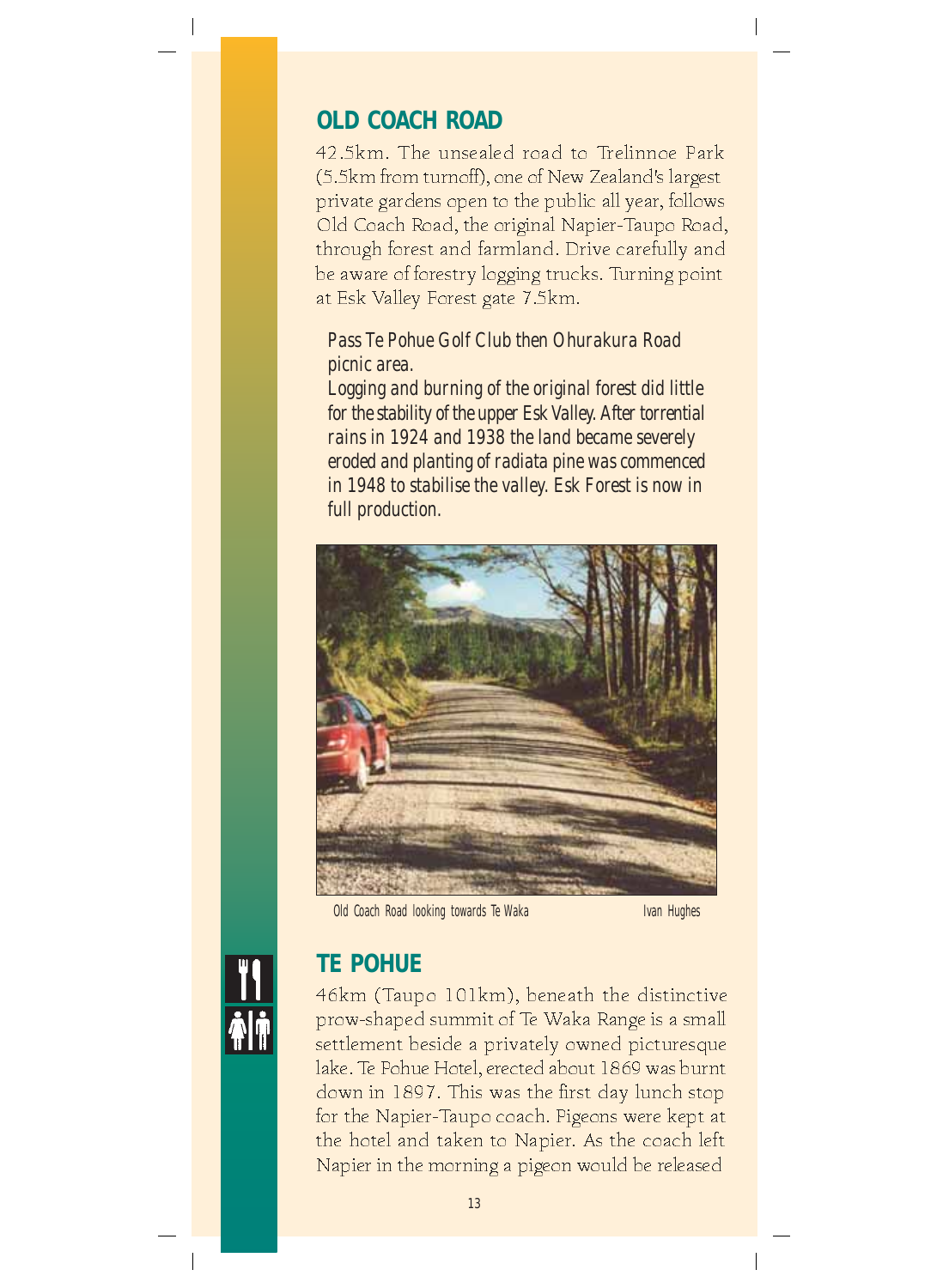## OLD COACH ROAD

42.5km. The unsealed road to Trelinnoe Park (5.5km from turnoff), one of New Zealand's largest private gardens open to the public all year, follows Old Coach Road, the original Napier-Taupo Road, through forest and farmland. Drive carefully and be aware of forestry logging trucks. Turning point at Esk Valley Forest gate 7.5km.

*Pass Te Pohue Golf Club then Ohurakura Road picnic area.*
*Logging and burning of the original forest did little for the stability of the upper Esk Valley. After torrential rains in 1924 and 1938 the land became severely eroded and planting of radiata pine was commenced in 1948 to stabilise the valley. Esk Forest is now in full production.*

Old Coach Road looking towards Te Waka — Ivan Hughes

## TE POHUE

46km (Taupo 101km), beneath the distinctive prow-shaped summit of Te Waka Range is a small settlement beside a privately owned picturesque lake. Te Pohue Hotel, erected about 1869 was burnt down in 1897. This was the first day lunch stop for the Napier-Taupo coach. Pigeons were kept at the hotel and taken to Napier. As the coach left Napier in the morning a pigeon would be released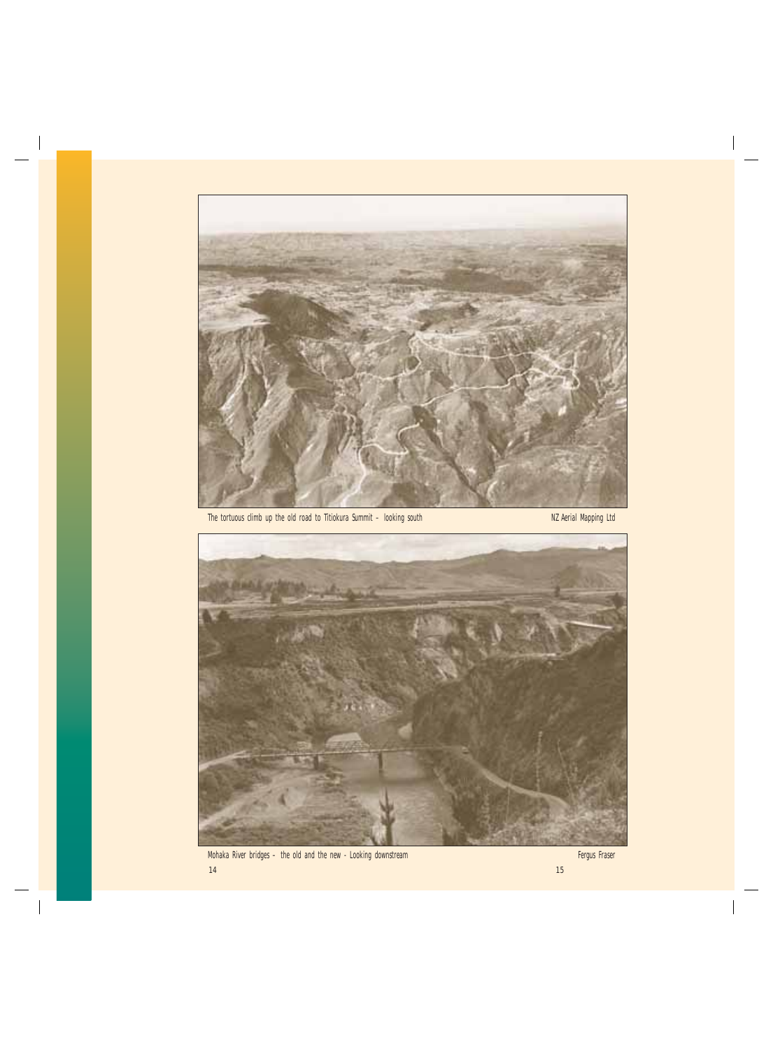The tortuous climb up the old road to Titiokura Summit – looking south NZ Aerial Mapping Ltd

Mohaka River bridges – the old and the new - Looking downstream Fergus Fraser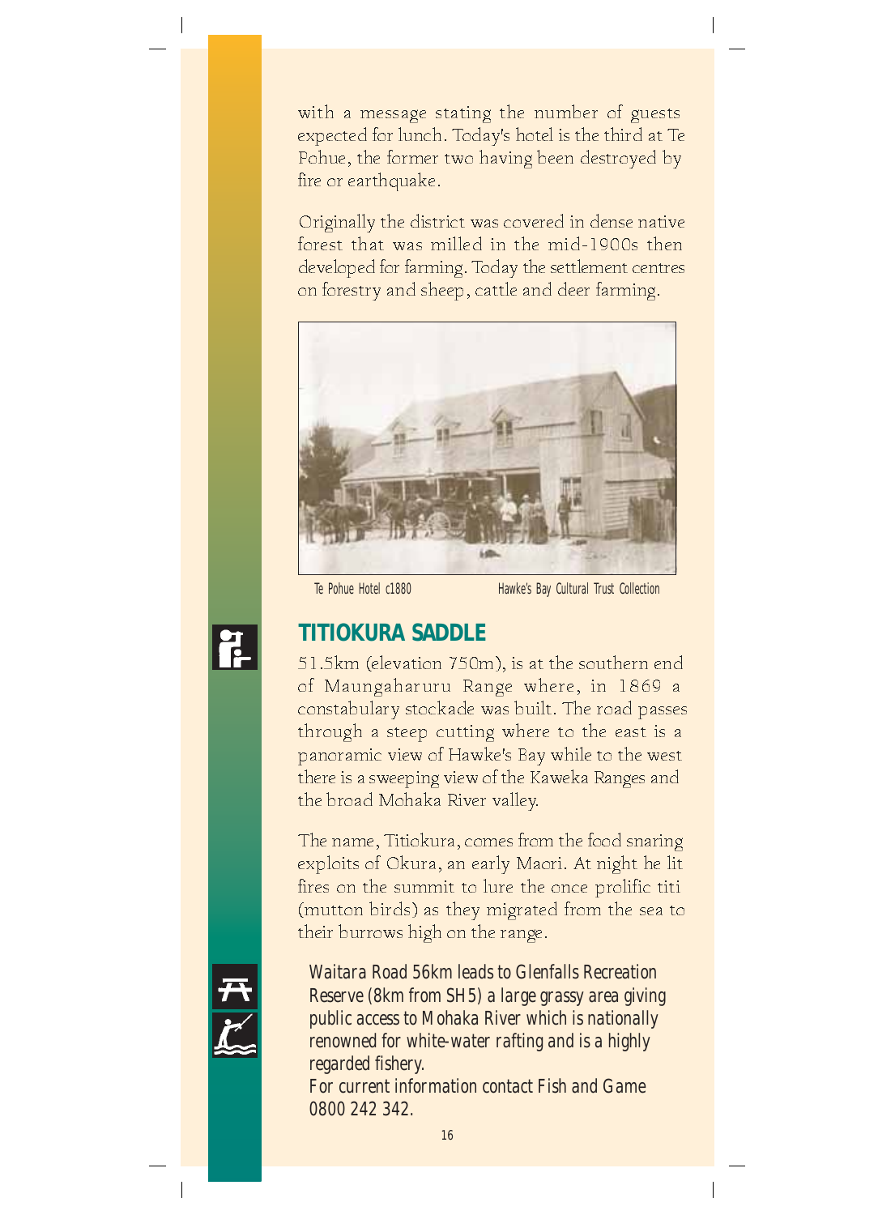with a message stating the number of guests expected for lunch. Today's hotel is the third at Te Pohue, the former two having been destroyed by fire or earthquake.

Originally the district was covered in dense native forest that was milled in the mid-1900s then developed for farming. Today the settlement centres on forestry and sheep, cattle and deer farming.

Te Pohue Hotel c1880 — Hawke's Bay Cultural Trust Collection

## TITIOKURA SADDLE

51.5km (elevation 750m), is at the southern end of Maungaharuru Range where, in 1869 a constabulary stockade was built. The road passes through a steep cutting where to the east is a panoramic view of Hawke's Bay while to the west there is a sweeping view of the Kaweka Ranges and the broad Mohaka River valley.

The name, Titiokura, comes from the food snaring exploits of Okura, an early Maori. At night he lit fires on the summit to lure the once prolific titi (mutton birds) as they migrated from the sea to their burrows high on the range.

Waitara Road 56km leads to Glenfalls Recreation Reserve (8km from SH5) a large grassy area giving public access to Mohaka River which is nationally renowned for white-water rafting and is a highly regarded fishery.
For current information contact Fish and Game 0800 242 342.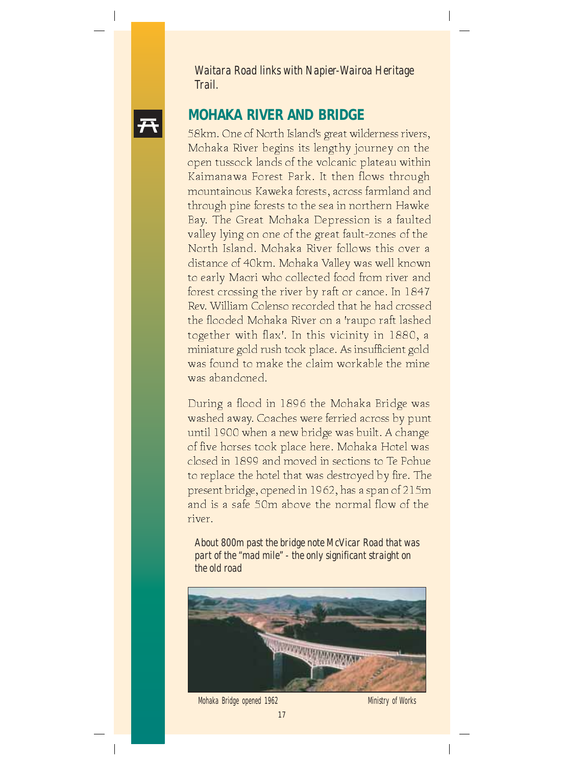*Waitara Road links with Napier-Wairoa Heritage Trail.*

## MOHAKA RIVER AND BRIDGE

58km. One of North Island's great wilderness rivers, Mohaka River begins its lengthy journey on the open tussock lands of the volcanic plateau within Kaimanawa Forest Park. It then flows through mountainous Kaweka forests, across farmland and through pine forests to the sea in northern Hawke Bay. The Great Mohaka Depression is a faulted valley lying on one of the great fault-zones of the North Island. Mohaka River follows this over a distance of 40km. Mohaka Valley was well known to early Maori who collected food from river and forest crossing the river by raft or canoe. In 1847 Rev. William Colenso recorded that he had crossed the flooded Mohaka River on a 'raupo raft lashed together with flax'. In this vicinity in 1880, a miniature gold rush took place. As insufficient gold was found to make the claim workable the mine was abandoned.

During a flood in 1896 the Mohaka Bridge was washed away. Coaches were ferried across by punt until 1900 when a new bridge was built. A change of five horses took place here. Mohaka Hotel was closed in 1899 and moved in sections to Te Pohue to replace the hotel that was destroyed by fire. The present bridge, opened in 1962, has a span of 215m and is a safe 50m above the normal flow of the river.

*About 800m past the bridge note McVicar Road that was part of the "mad mile" - the only significant straight on the old road*

Mohaka Bridge opened 1962 — Ministry of Works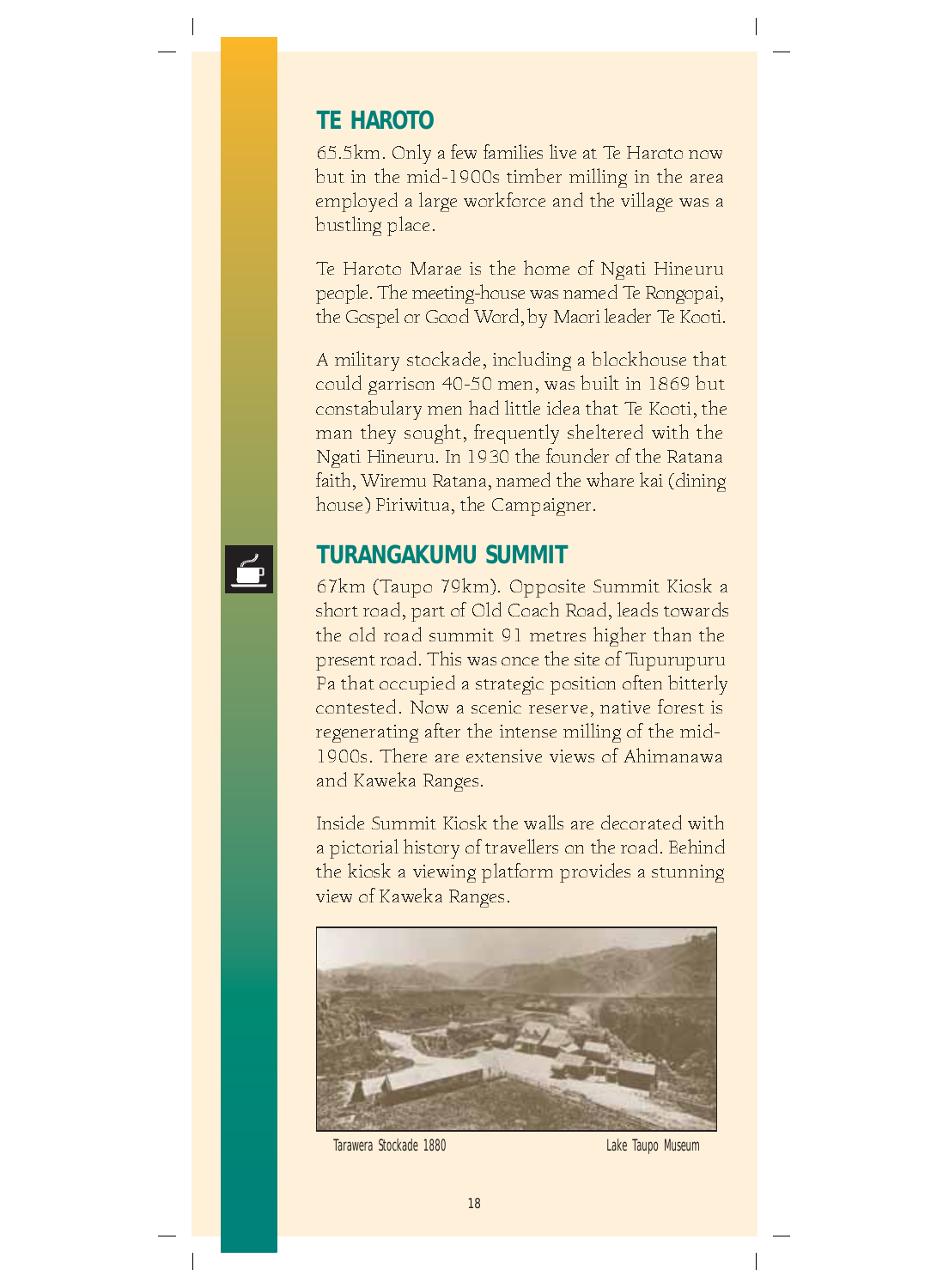## TE HAROTO

65.5km. Only a few families live at Te Haroto now but in the mid-1900s timber milling in the area employed a large workforce and the village was a bustling place.

Te Haroto Marae is the home of Ngati Hineuru people. The meeting-house was named Te Rongopai, the Gospel or Good Word, by Maori leader Te Kooti.

A military stockade, including a blockhouse that could garrison 40-50 men, was built in 1869 but constabulary men had little idea that Te Kooti, the man they sought, frequently sheltered with the Ngati Hineuru. In 1930 the founder of the Ratana faith, Wiremu Ratana, named the whare kai (dining house) Piriwitua, the Campaigner.

## TURANGAKUMU SUMMIT

67km (Taupo 79km). Opposite Summit Kiosk a short road, part of Old Coach Road, leads towards the old road summit 91 metres higher than the present road. This was once the site of Tupurupuru Pa that occupied a strategic position often bitterly contested. Now a scenic reserve, native forest is regenerating after the intense milling of the mid-1900s. There are extensive views of Ahimanawa and Kaweka Ranges.

Inside Summit Kiosk the walls are decorated with a pictorial history of travellers on the road. Behind the kiosk a viewing platform provides a stunning view of Kaweka Ranges.

Tarawera Stockade 1880 — Lake Taupo Museum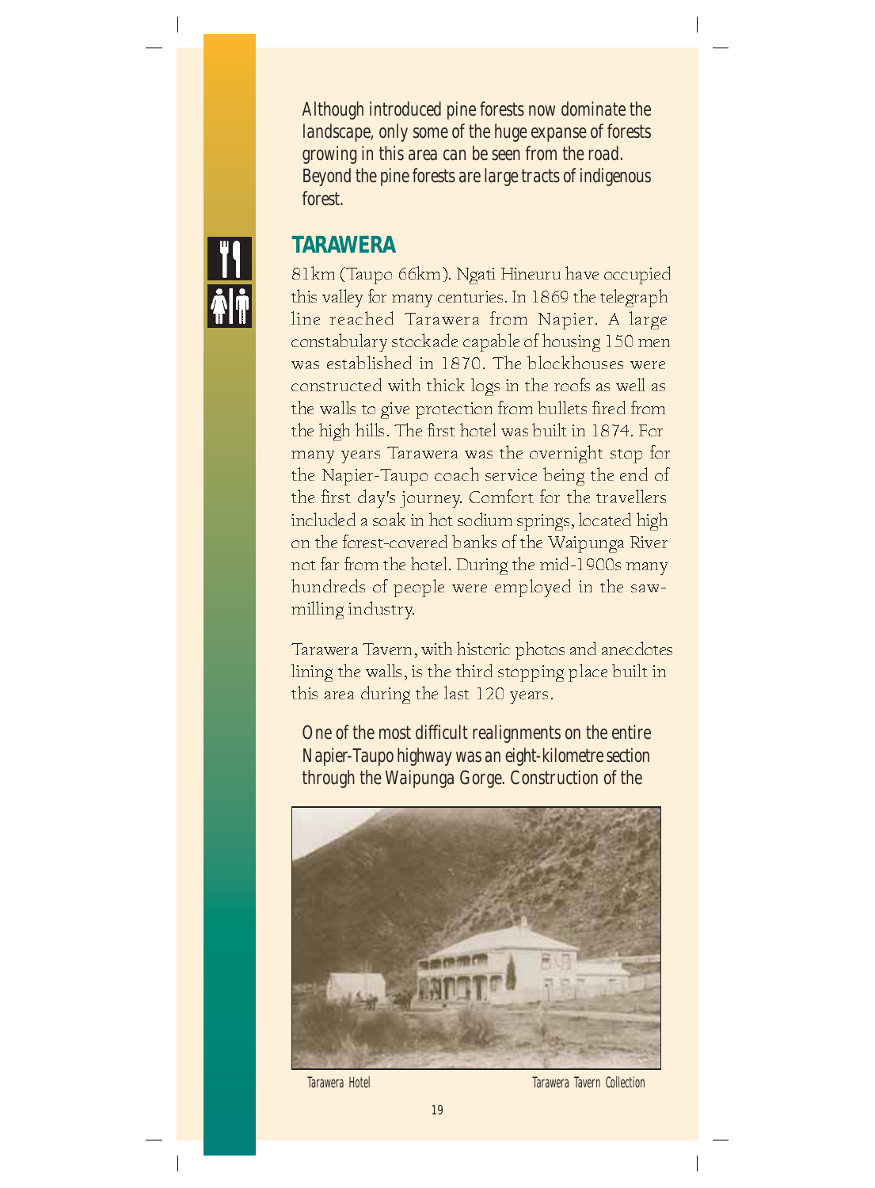*Although introduced pine forests now dominate the landscape, only some of the huge expanse of forests growing in this area can be seen from the road. Beyond the pine forests are large tracts of indigenous forest.*

## TARAWERA

81km (Taupo 66km). Ngati Hineuru have occupied this valley for many centuries. In 1869 the telegraph line reached Tarawera from Napier. A large constabulary stockade capable of housing 150 men was established in 1870. The blockhouses were constructed with thick logs in the roofs as well as the walls to give protection from bullets fired from the high hills. The first hotel was built in 1874. For many years Tarawera was the overnight stop for the Napier-Taupo coach service being the end of the first day's journey. Comfort for the travellers included a soak in hot sodium springs, located high on the forest-covered banks of the Waipunga River not far from the hotel. During the mid-1900s many hundreds of people were employed in the saw-milling industry.

Tarawera Tavern, with historic photos and anecdotes lining the walls, is the third stopping place built in this area during the last 120 years.

*One of the most difficult realignments on the entire Napier-Taupo highway was an eight-kilometre section through the Waipunga Gorge. Construction of the*

Tarawera Hotel — Tarawera Tavern Collection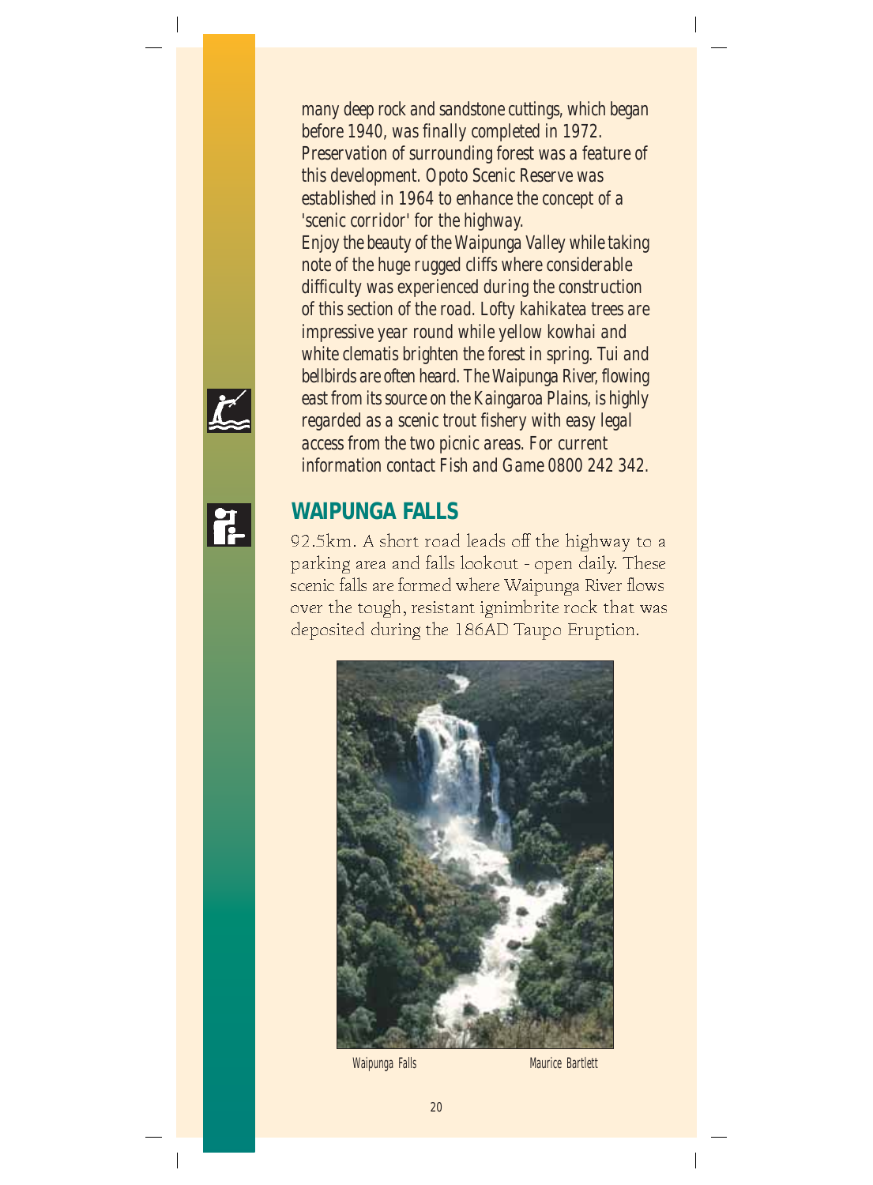many deep rock and sandstone cuttings, which began before 1940, was finally completed in 1972. Preservation of surrounding forest was a feature of this development. Opoto Scenic Reserve was established in 1964 to enhance the concept of a 'scenic corridor' for the highway.

Enjoy the beauty of the Waipunga Valley while taking note of the huge rugged cliffs where considerable difficulty was experienced during the construction of this section of the road. Lofty kahikatea trees are impressive year round while yellow kowhai and white clematis brighten the forest in spring. Tui and bellbirds are often heard. The Waipunga River, flowing east from its source on the Kaingaroa Plains, is highly regarded as a scenic trout fishery with easy legal access from the two picnic areas. For current information contact Fish and Game 0800 242 342.

## WAIPUNGA FALLS

92.5km. A short road leads off the highway to a parking area and falls lookout - open daily. These scenic falls are formed where Waipunga River flows over the tough, resistant ignimbrite rock that was deposited during the 186AD Taupo Eruption.

Waipunga Falls    Maurice Bartlett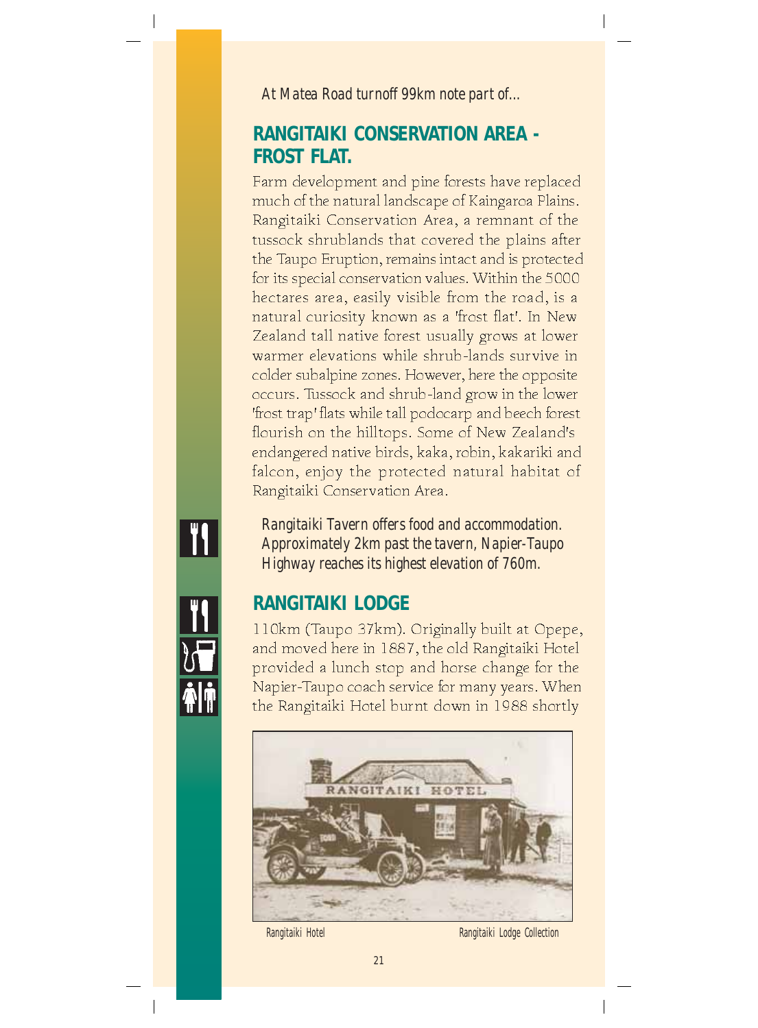*At Matea Road turnoff 99km note part of...*

## RANGITAIKI CONSERVATION AREA - FROST FLAT.

Farm development and pine forests have replaced much of the natural landscape of Kaingaroa Plains. Rangitaiki Conservation Area, a remnant of the tussock shrublands that covered the plains after the Taupo Eruption, remains intact and is protected for its special conservation values. Within the 5000 hectares area, easily visible from the road, is a natural curiosity known as a 'frost flat'. In New Zealand tall native forest usually grows at lower warmer elevations while shrub-lands survive in colder subalpine zones. However, here the opposite occurs. Tussock and shrub-land grow in the lower 'frost trap' flats while tall podocarp and beech forest flourish on the hilltops. Some of New Zealand's endangered native birds, kaka, robin, kakariki and falcon, enjoy the protected natural habitat of Rangitaiki Conservation Area.

*Rangitaiki Tavern offers food and accommodation. Approximately 2km past the tavern, Napier-Taupo Highway reaches its highest elevation of 760m.*

## RANGITAIKI LODGE

110km (Taupo 37km). Originally built at Opepe, and moved here in 1887, the old Rangitaiki Hotel provided a lunch stop and horse change for the Napier-Taupo coach service for many years. When the Rangitaiki Hotel burnt down in 1988 shortly

Rangitaiki Hotel — Rangitaiki Lodge Collection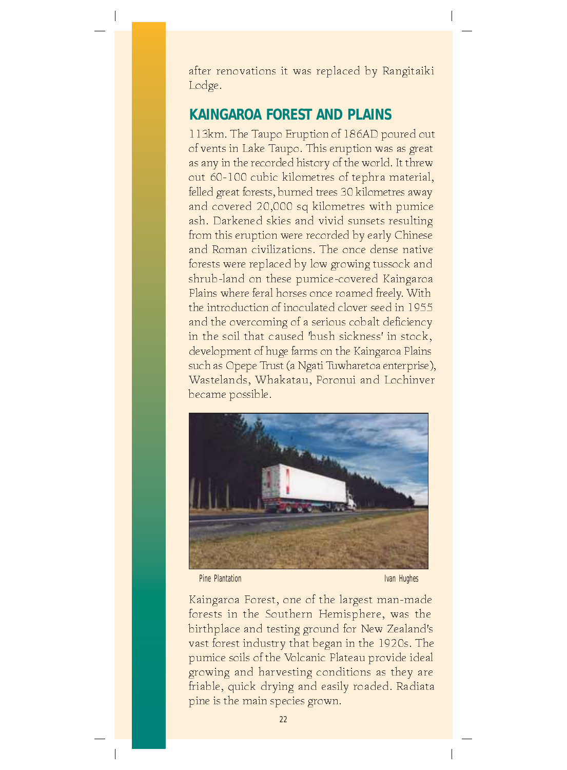after renovations it was replaced by Rangitaiki Lodge.

## KAINGAROA FOREST AND PLAINS

113km. The Taupo Eruption of 186AD poured out of vents in Lake Taupo. This eruption was as great as any in the recorded history of the world. It threw out 60-100 cubic kilometres of tephra material, felled great forests, burned trees 30 kilometres away and covered 20,000 sq kilometres with pumice ash. Darkened skies and vivid sunsets resulting from this eruption were recorded by early Chinese and Roman civilizations. The once dense native forests were replaced by low growing tussock and shrub-land on these pumice-covered Kaingaroa Plains where feral horses once roamed freely. With the introduction of inoculated clover seed in 1955 and the overcoming of a serious cobalt deficiency in the soil that caused 'bush sickness' in stock, development of huge farms on the Kaingaroa Plains such as Opepe Trust (a Ngati Tuwharetoa enterprise), Wastelands, Whakatau, Poronui and Lochinver became possible.

Pine Plantation — Ivan Hughes

Kaingaroa Forest, one of the largest man-made forests in the Southern Hemisphere, was the birthplace and testing ground for New Zealand's vast forest industry that began in the 1920s. The pumice soils of the Volcanic Plateau provide ideal growing and harvesting conditions as they are friable, quick drying and easily roaded. Radiata pine is the main species grown.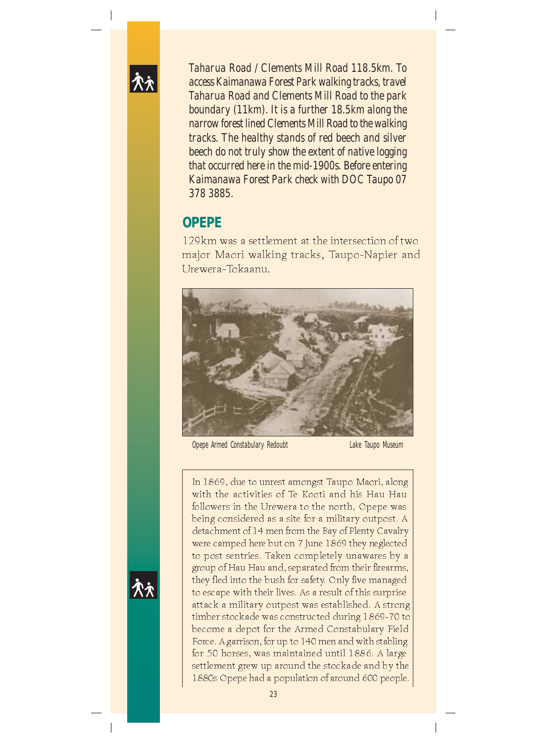Taharua Road / Clements Mill Road 118.5km. To access Kaimanawa Forest Park walking tracks, travel Taharua Road and Clements Mill Road to the park boundary (11km). It is a further 18.5km along the narrow forest lined Clements Mill Road to the walking tracks. The healthy stands of red beech and silver beech do not truly show the extent of native logging that occurred here in the mid-1900s. Before entering Kaimanawa Forest Park check with DOC Taupo 07 378 3885.

## OPEPE

129km was a settlement at the intersection of two major Maori walking tracks, Taupo-Napier and Urewera-Tokaanu.

Opepe Armed Constabulary Redoubt — Lake Taupo Museum

In 1869, due to unrest amongst Taupo Maori, along with the activities of Te Kooti and his Hau Hau followers in the Urewera to the north, Opepe was being considered as a site for a military outpost. A detachment of 14 men from the Bay of Plenty Cavalry were camped here but on 7 June 1869 they neglected to post sentries. Taken completely unawares by a group of Hau Hau and, separated from their firearms, they fled into the bush for safety. Only five managed to escape with their lives. As a result of this surprise attack a military outpost was established. A strong timber stockade was constructed during 1869-70 to become a depot for the Armed Constabulary Field Force. A garrison, for up to 140 men and with stabling for 50 horses, was maintained until 1886. A large settlement grew up around the stockade and by the 1880s Opepe had a population of around 600 people.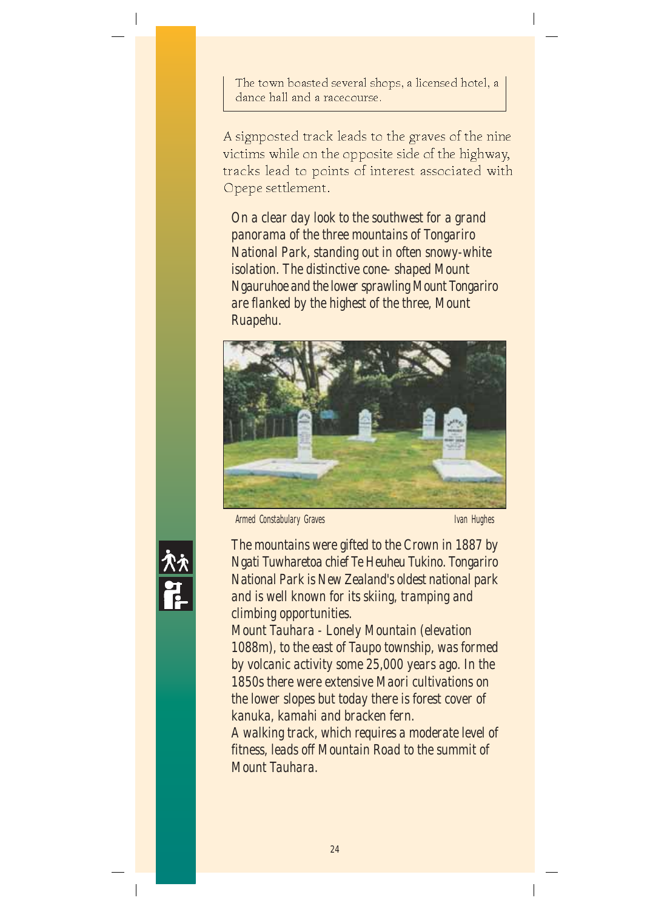The town boasted several shops, a licensed hotel, a dance hall and a racecourse.

A signposted track leads to the graves of the nine victims while on the opposite side of the highway, tracks lead to points of interest associated with Opepe settlement.

*On a clear day look to the southwest for a grand panorama of the three mountains of Tongariro National Park, standing out in often snowy-white isolation. The distinctive cone- shaped Mount Ngauruhoe and the lower sprawling Mount Tongariro are flanked by the highest of the three, Mount Ruapehu.*

Armed Constabulary Graves — Ivan Hughes

*The mountains were gifted to the Crown in 1887 by Ngati Tuwharetoa chief Te Heuheu Tukino. Tongariro National Park is New Zealand's oldest national park and is well known for its skiing, tramping and climbing opportunities.*

*Mount Tauhara - Lonely Mountain (elevation 1088m), to the east of Taupo township, was formed by volcanic activity some 25,000 years ago. In the 1850s there were extensive Maori cultivations on the lower slopes but today there is forest cover of kanuka, kamahi and bracken fern.*

*A walking track, which requires a moderate level of fitness, leads off Mountain Road to the summit of Mount Tauhara.*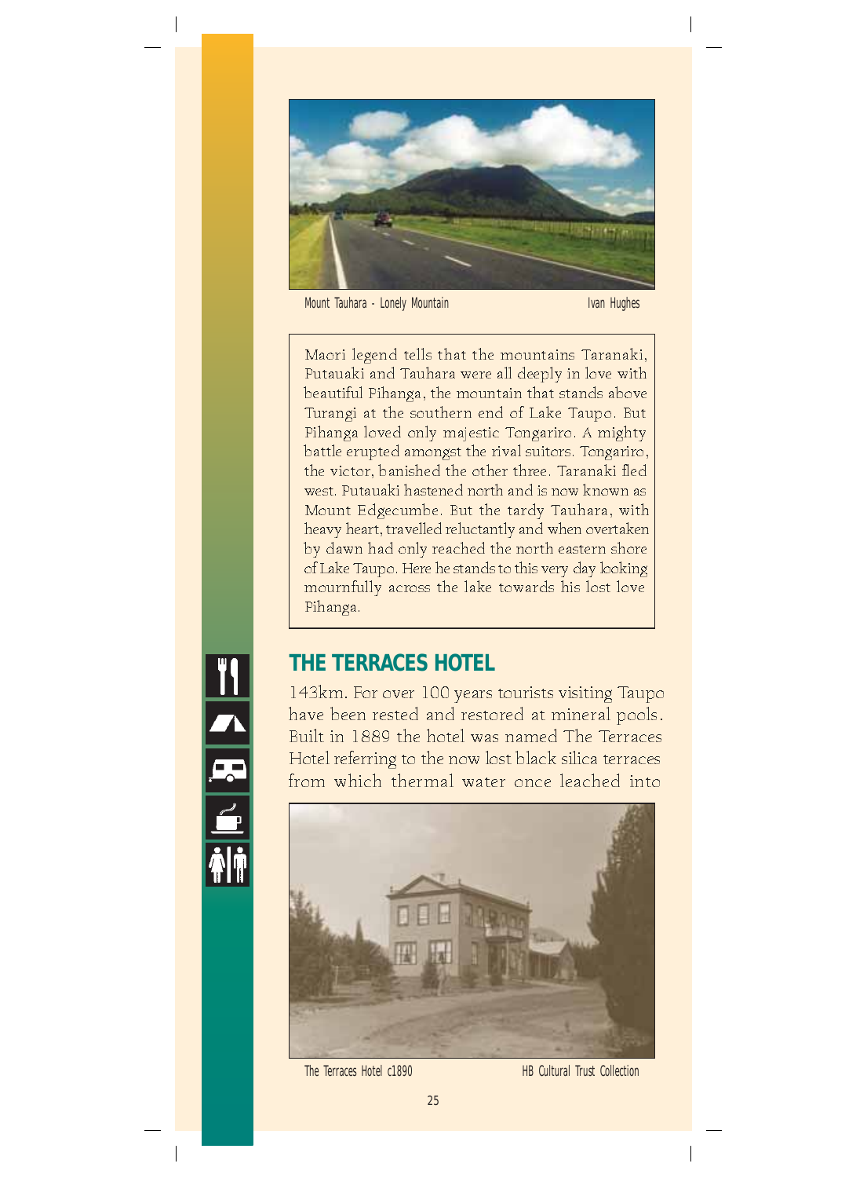Mount Tauhara - Lonely Mountain Ivan Hughes

Maori legend tells that the mountains Taranaki, Putauaki and Tauhara were all deeply in love with beautiful Pihanga, the mountain that stands above Turangi at the southern end of Lake Taupo. But Pihanga loved only majestic Tongariro. A mighty battle erupted amongst the rival suitors. Tongariro, the victor, banished the other three. Taranaki fled west. Putauaki hastened north and is now known as Mount Edgecumbe. But the tardy Tauhara, with heavy heart, travelled reluctantly and when overtaken by dawn had only reached the north eastern shore of Lake Taupo. Here he stands to this very day looking mournfully across the lake towards his lost love Pihanga.

## THE TERRACES HOTEL

143km. For over 100 years tourists visiting Taupo have been rested and restored at mineral pools. Built in 1889 the hotel was named The Terraces Hotel referring to the now lost black silica terraces from which thermal water once leached into

The Terraces Hotel c1890 HB Cultural Trust Collection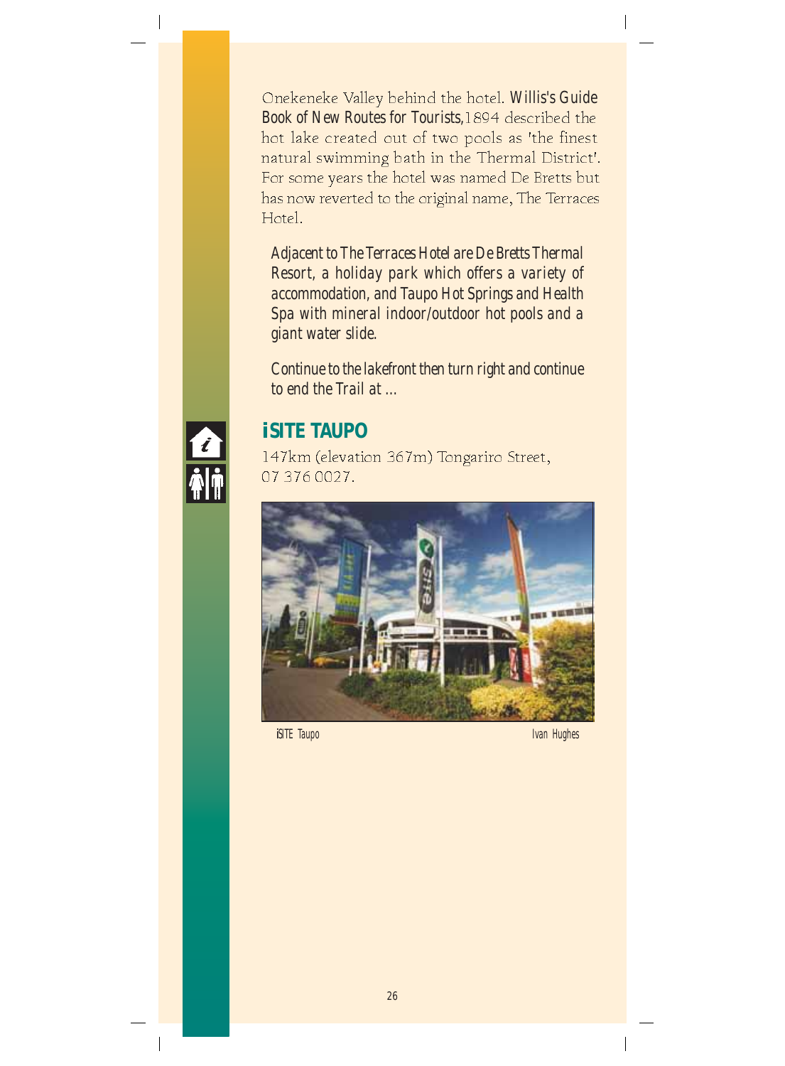Onekeneke Valley behind the hotel. *Willis's Guide Book of New Routes for Tourists*, 1894 described the hot lake created out of two pools as 'the finest natural swimming bath in the Thermal District'. For some years the hotel was named De Bretts but has now reverted to the original name, The Terraces Hotel.

*Adjacent to The Terraces Hotel are De Bretts Thermal Resort, a holiday park which offers a variety of accommodation, and Taupo Hot Springs and Health Spa with mineral indoor/outdoor hot pools and a giant water slide.*

*Continue to the lakefront then turn right and continue to end the Trail at ...*

## iSITE TAUPO

147km (elevation 367m) Tongariro Street, 07 376 0027.

iSITE Taupo — Ivan Hughes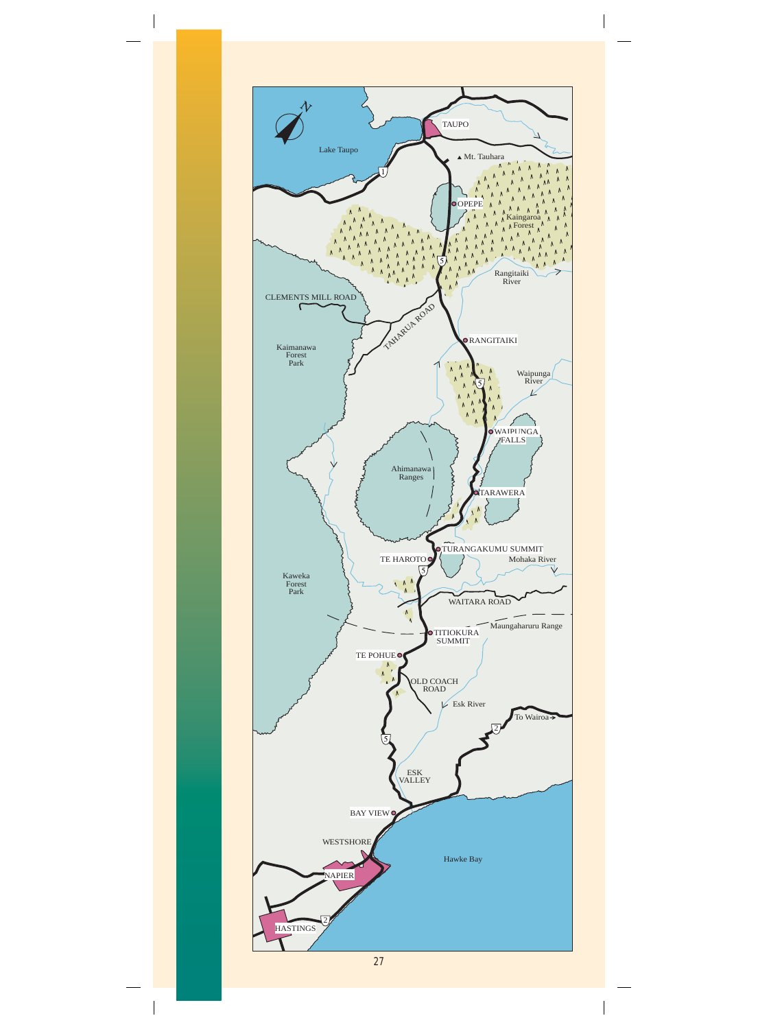Lake Taupo

TAUPO

Mt. Tauhara

OPEPE

Kaingaroa Forest

Rangitaiki River

CLEMENTS MILL ROAD

TAHARUA ROAD

RANGITAIKI

Kaimanawa Forest Park

Waipunga River

WAIPUNGA FALLS

Ahimanawa Ranges

TARAWERA

TURANGAKUMU SUMMIT

TE HAROTO

Mohaka River

Kaweka Forest Park

WAITARA ROAD

Maungaharuru Range

TITIOKURA SUMMIT

TE POHUE

OLD COACH ROAD

Esk River

To Wairoa

ESK VALLEY

BAY VIEW

WESTSHORE

Hawke Bay

NAPIER

HASTINGS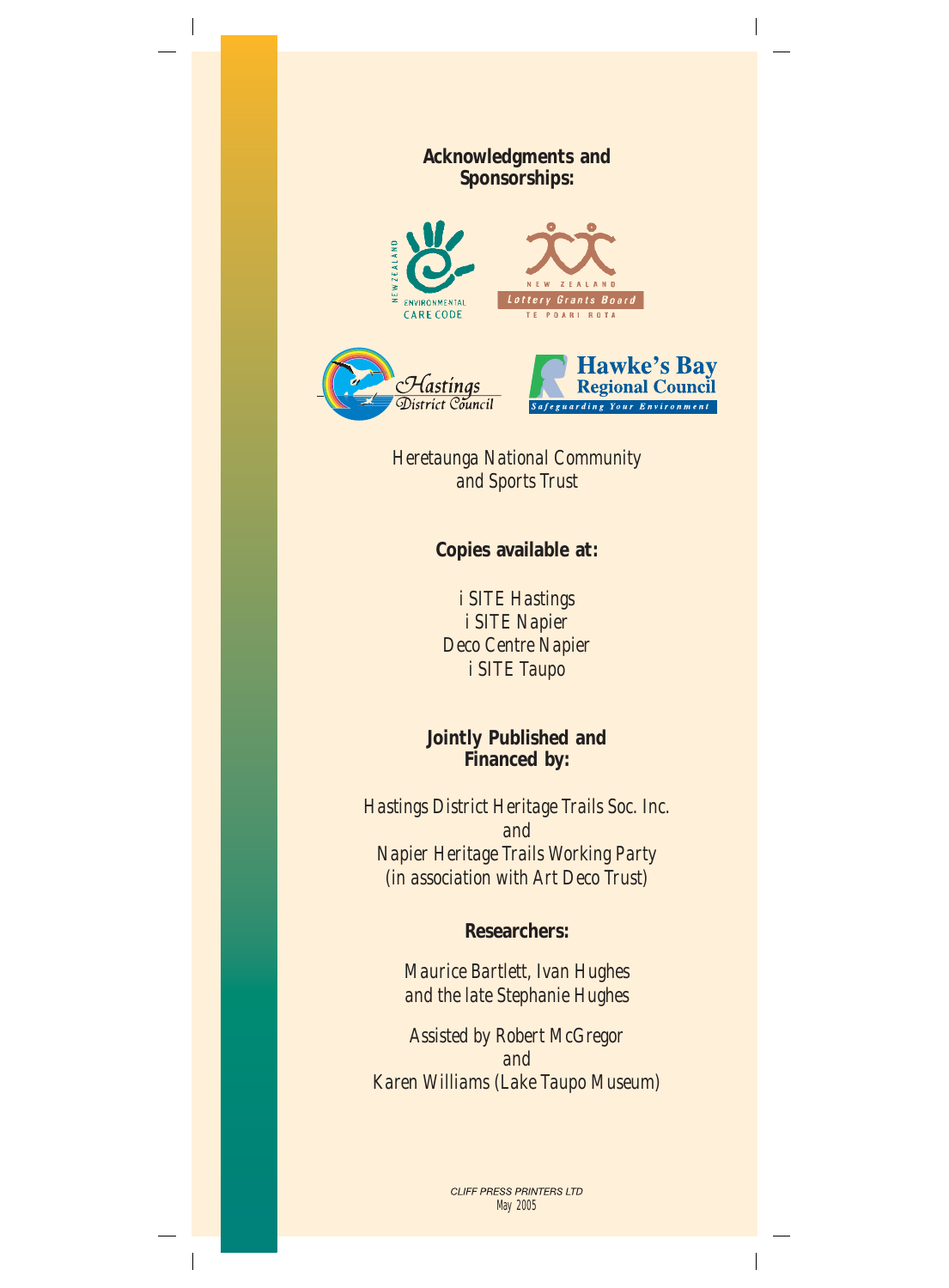## Acknowledgments and Sponsorships:

NEW ZEALAND ENVIRONMENTAL CARE CODE

NEW ZEALAND Lottery Grants Board TE POARI ROTA

Hastings District Council

Hawke's Bay Regional Council Safeguarding Your Environment

*Heretaunga National Community and Sports Trust*

## Copies available at:

*i SITE Hastings*
*i SITE Napier*
*Deco Centre Napier*
*i SITE Taupo*

## Jointly Published and Financed by:

*Hastings District Heritage Trails Soc. Inc.*
*and*
*Napier Heritage Trails Working Party*
*(in association with Art Deco Trust)*

## Researchers:

*Maurice Bartlett, Ivan Hughes*
*and the late Stephanie Hughes*

*Assisted by Robert McGregor*
*and*
*Karen Williams (Lake Taupo Museum)*

*CLIFF PRESS PRINTERS LTD*
May 2005